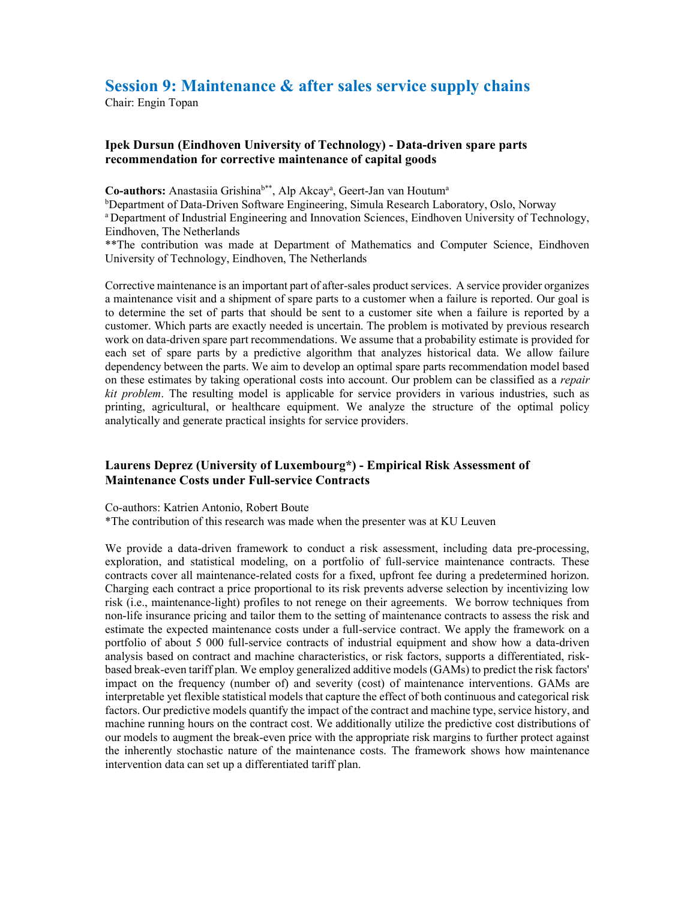# Session 9: Maintenance & after sales service supply chains

Chair: Engin Topan

### Ipek Dursun (Eindhoven University of Technology) - Data-driven spare parts recommendation for corrective maintenance of capital goods

**Co-authors:** Anastasiia Grishina[b**], Alp Akcay[a], Geert-Jan van Houtum[a]

[b]Department of Data-Driven Software Engineering, Simula Research Laboratory, Oslo, Norway

[a] Department of Industrial Engineering and Innovation Sciences, Eindhoven University of Technology, Eindhoven, The Netherlands

**The contribution was made at Department of Mathematics and Computer Science, Eindhoven University of Technology, Eindhoven, The Netherlands

Corrective maintenance is an important part of after-sales product services. A service provider organizes a maintenance visit and a shipment of spare parts to a customer when a failure is reported. Our goal is to determine the set of parts that should be sent to a customer site when a failure is reported by a customer. Which parts are exactly needed is uncertain. The problem is motivated by previous research work on data-driven spare part recommendations. We assume that a probability estimate is provided for each set of spare parts by a predictive algorithm that analyzes historical data. We allow failure dependency between the parts. We aim to develop an optimal spare parts recommendation model based on these estimates by taking operational costs into account. Our problem can be classified as a *repair kit problem*. The resulting model is applicable for service providers in various industries, such as printing, agricultural, or healthcare equipment. We analyze the structure of the optimal policy analytically and generate practical insights for service providers.

### Laurens Deprez (University of Luxembourg*) - Empirical Risk Assessment of Maintenance Costs under Full-service Contracts

Co-authors: Katrien Antonio, Robert Boute

*The contribution of this research was made when the presenter was at KU Leuven

We provide a data-driven framework to conduct a risk assessment, including data pre-processing, exploration, and statistical modeling, on a portfolio of full-service maintenance contracts. These contracts cover all maintenance-related costs for a fixed, upfront fee during a predetermined horizon. Charging each contract a price proportional to its risk prevents adverse selection by incentivizing low risk (i.e., maintenance-light) profiles to not renege on their agreements. We borrow techniques from non-life insurance pricing and tailor them to the setting of maintenance contracts to assess the risk and estimate the expected maintenance costs under a full-service contract. We apply the framework on a portfolio of about 5 000 full-service contracts of industrial equipment and show how a data-driven analysis based on contract and machine characteristics, or risk factors, supports a differentiated, risk-based break-even tariff plan. We employ generalized additive models (GAMs) to predict the risk factors' impact on the frequency (number of) and severity (cost) of maintenance interventions. GAMs are interpretable yet flexible statistical models that capture the effect of both continuous and categorical risk factors. Our predictive models quantify the impact of the contract and machine type, service history, and machine running hours on the contract cost. We additionally utilize the predictive cost distributions of our models to augment the break-even price with the appropriate risk margins to further protect against the inherently stochastic nature of the maintenance costs. The framework shows how maintenance intervention data can set up a differentiated tariff plan.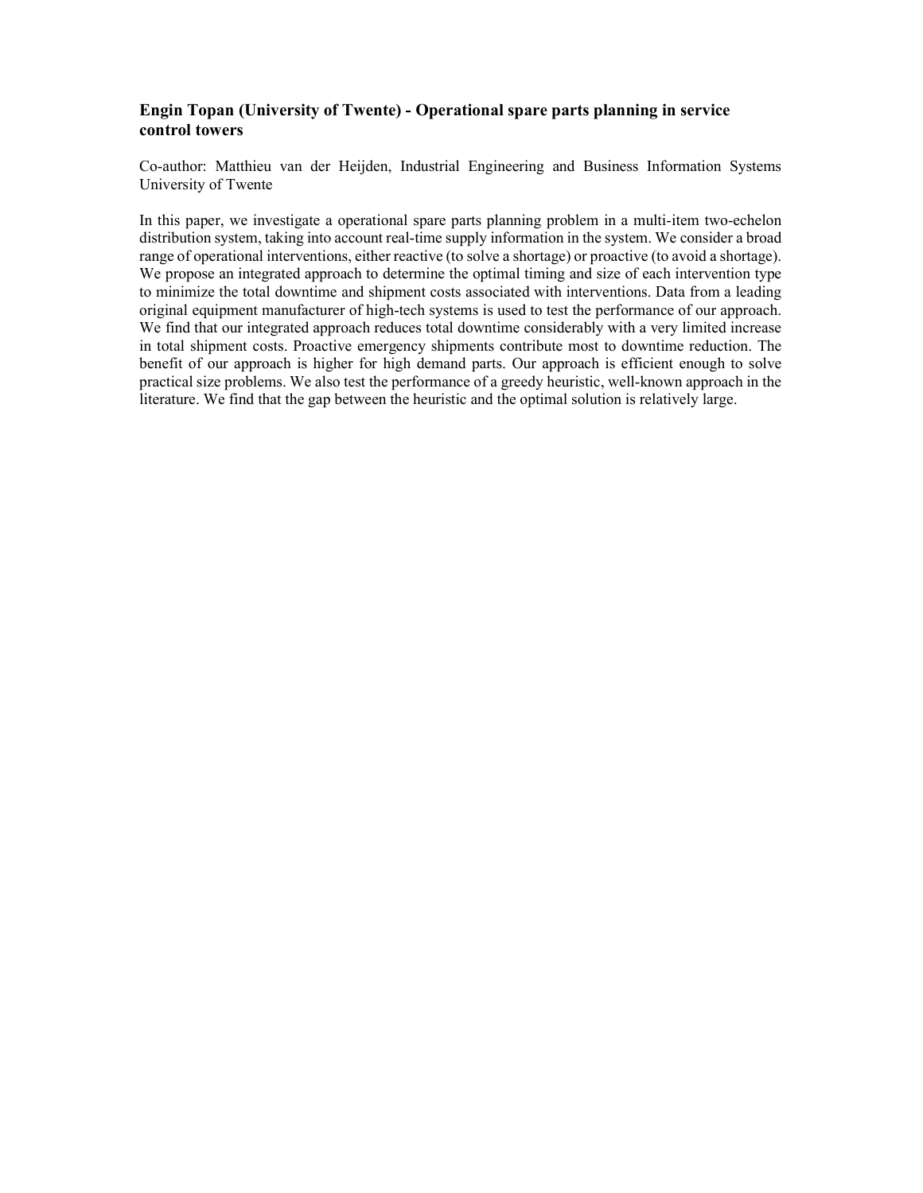**Engin Topan (University of Twente) - Operational spare parts planning in service control towers**

Co-author: Matthieu van der Heijden, Industrial Engineering and Business Information Systems University of Twente

In this paper, we investigate a operational spare parts planning problem in a multi-item two-echelon distribution system, taking into account real-time supply information in the system. We consider a broad range of operational interventions, either reactive (to solve a shortage) or proactive (to avoid a shortage). We propose an integrated approach to determine the optimal timing and size of each intervention type to minimize the total downtime and shipment costs associated with interventions. Data from a leading original equipment manufacturer of high-tech systems is used to test the performance of our approach. We find that our integrated approach reduces total downtime considerably with a very limited increase in total shipment costs. Proactive emergency shipments contribute most to downtime reduction. The benefit of our approach is higher for high demand parts. Our approach is efficient enough to solve practical size problems. We also test the performance of a greedy heuristic, well-known approach in the literature. We find that the gap between the heuristic and the optimal solution is relatively large.